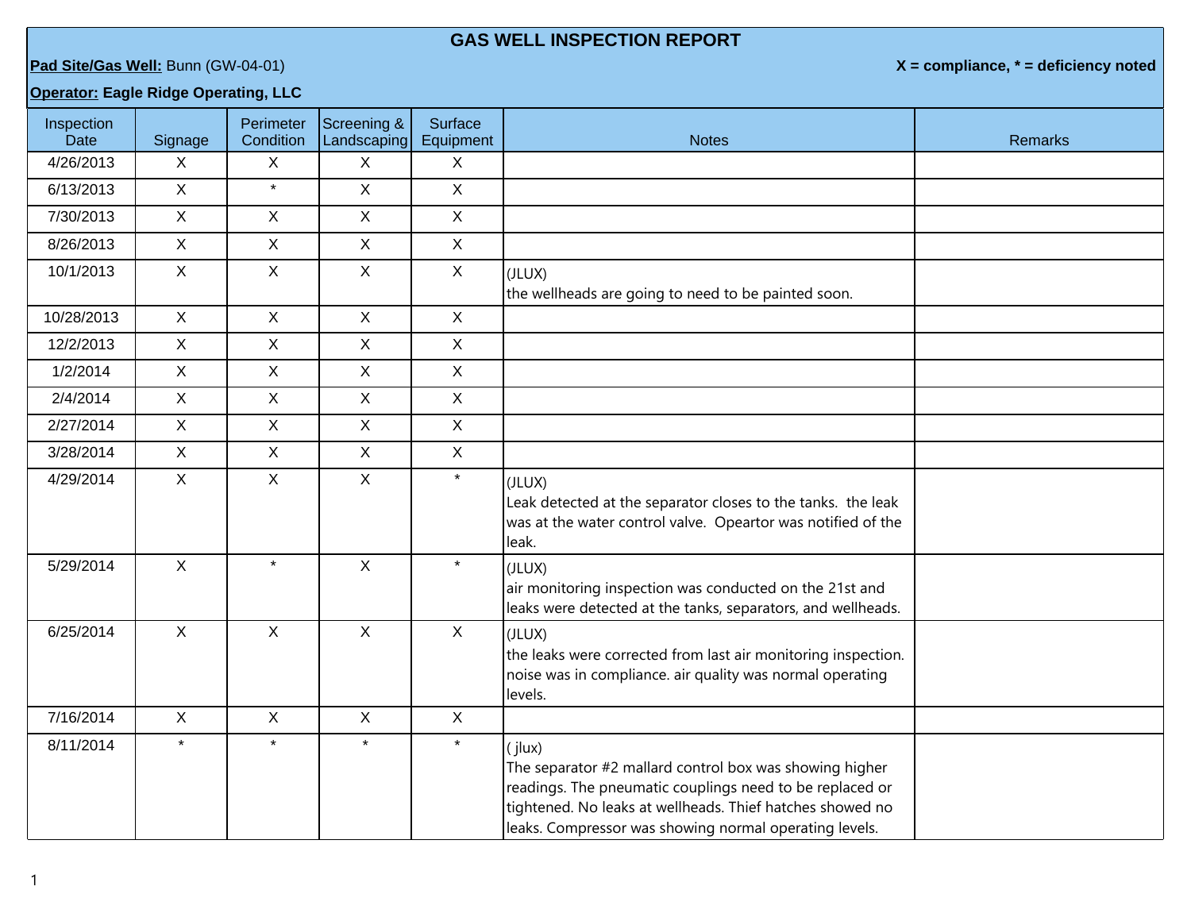# GAS WELL INSPECTION REPORT

**Pad Site/Gas Well:** Bunn (GW-04-01)

**X = compliance, * = deficiency noted**

**Operator: Eagle Ridge Operating, LLC**

| Inspection Date | Signage | Perimeter Condition | Screening & Landscaping | Surface Equipment | Notes | Remarks |
|---|---|---|---|---|---|---|
| 4/26/2013 | X | X | X | X | | |
| 6/13/2013 | X | * | X | X | | |
| 7/30/2013 | X | X | X | X | | |
| 8/26/2013 | X | X | X | X | | |
| 10/1/2013 | X | X | X | X | (JLUX) the wellheads are going to need to be painted soon. | |
| 10/28/2013 | X | X | X | X | | |
| 12/2/2013 | X | X | X | X | | |
| 1/2/2014 | X | X | X | X | | |
| 2/4/2014 | X | X | X | X | | |
| 2/27/2014 | X | X | X | X | | |
| 3/28/2014 | X | X | X | X | | |
| 4/29/2014 | X | X | X | * | (JLUX) Leak detected at the separator closes to the tanks. the leak was at the water control valve. Opeartor was notified of the leak. | |
| 5/29/2014 | X | * | X | * | (JLUX) air monitoring inspection was conducted on the 21st and leaks were detected at the tanks, separators, and wellheads. | |
| 6/25/2014 | X | X | X | X | (JLUX) the leaks were corrected from last air monitoring inspection. noise was in compliance. air quality was normal operating levels. | |
| 7/16/2014 | X | X | X | X | | |
| 8/11/2014 | * | * | * | * | ( jlux) The separator #2 mallard control box was showing higher readings. The pneumatic couplings need to be replaced or tightened. No leaks at wellheads. Thief hatches showed no leaks. Compressor was showing normal operating levels. | |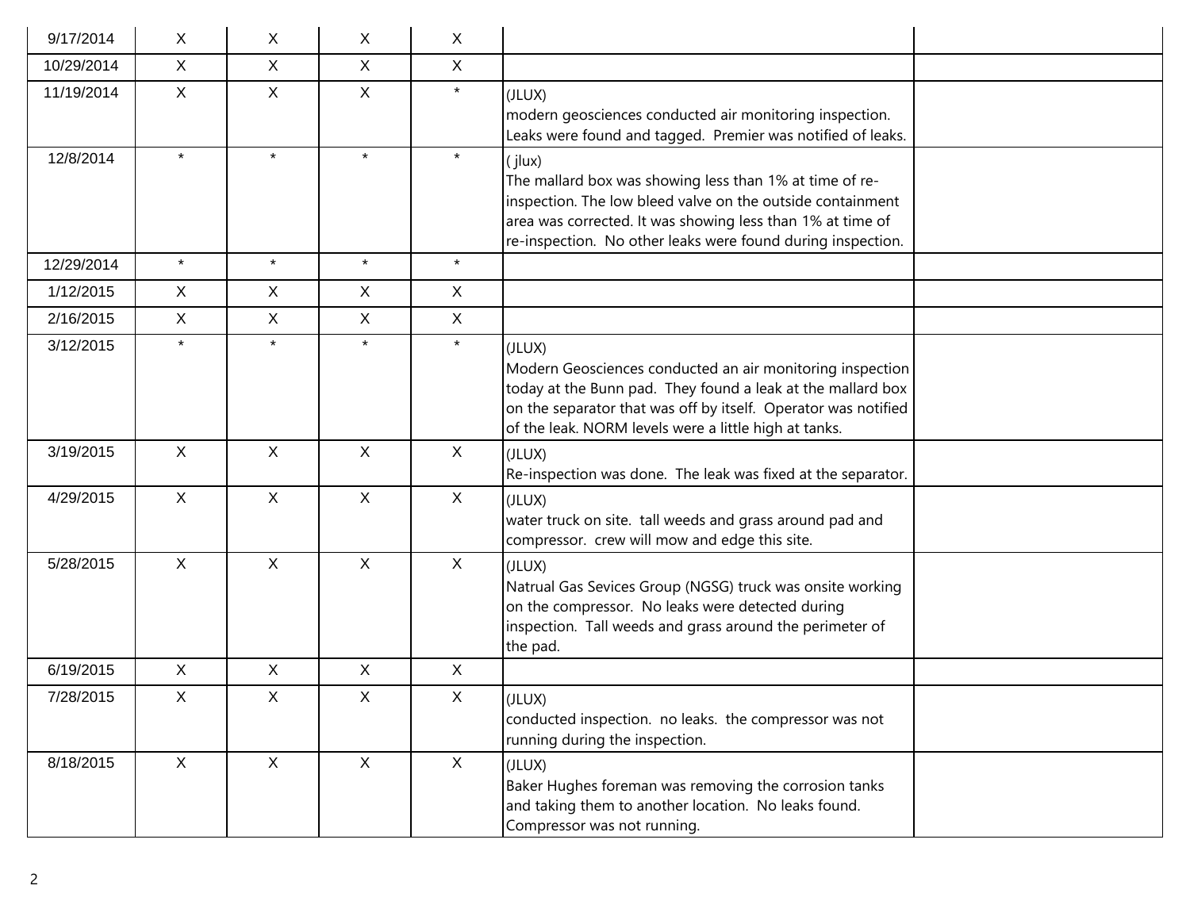| | | | | | | |
|---|---|---|---|---|---|---|
| 9/17/2014 | X | X | X | X | | |
| 10/29/2014 | X | X | X | X | | |
| 11/19/2014 | X | X | X | * | (JLUX)<br>modern geosciences conducted air monitoring inspection. Leaks were found and tagged. Premier was notified of leaks. | |
| 12/8/2014 | * | * | * | * | ( jlux)<br>The mallard box was showing less than 1% at time of re-inspection. The low bleed valve on the outside containment area was corrected. It was showing less than 1% at time of re-inspection. No other leaks were found during inspection. | |
| 12/29/2014 | * | * | * | * | | |
| 1/12/2015 | X | X | X | X | | |
| 2/16/2015 | X | X | X | X | | |
| 3/12/2015 | * | * | * | * | (JLUX)<br>Modern Geosciences conducted an air monitoring inspection today at the Bunn pad. They found a leak at the mallard box on the separator that was off by itself. Operator was notified of the leak. NORM levels were a little high at tanks. | |
| 3/19/2015 | X | X | X | X | (JLUX)<br>Re-inspection was done. The leak was fixed at the separator. | |
| 4/29/2015 | X | X | X | X | (JLUX)<br>water truck on site. tall weeds and grass around pad and compressor. crew will mow and edge this site. | |
| 5/28/2015 | X | X | X | X | (JLUX)<br>Natrual Gas Sevices Group (NGSG) truck was onsite working on the compressor. No leaks were detected during inspection. Tall weeds and grass around the perimeter of the pad. | |
| 6/19/2015 | X | X | X | X | | |
| 7/28/2015 | X | X | X | X | (JLUX)<br>conducted inspection. no leaks. the compressor was not running during the inspection. | |
| 8/18/2015 | X | X | X | X | (JLUX)<br>Baker Hughes foreman was removing the corrosion tanks and taking them to another location. No leaks found. Compressor was not running. | |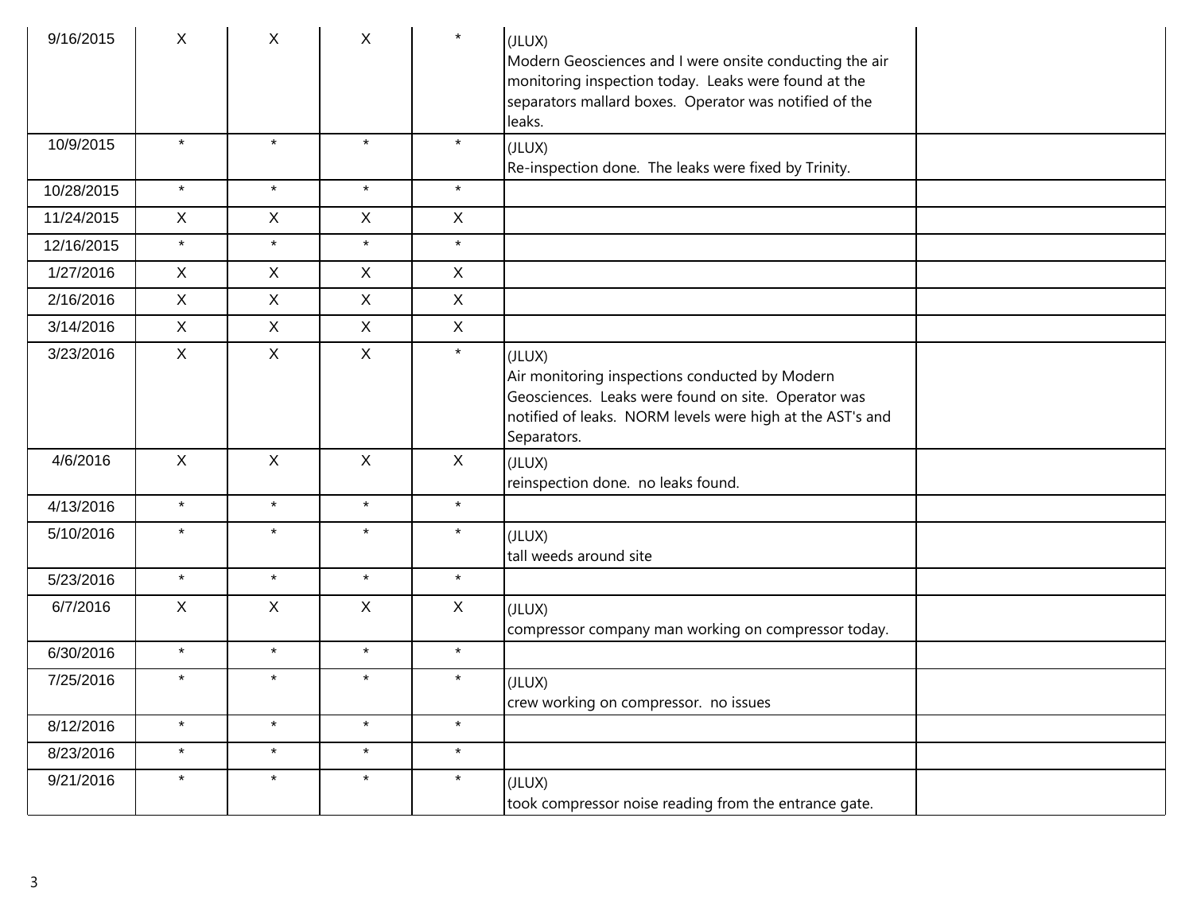| | | | | | | |
|---|---|---|---|---|---|---|
| 9/16/2015 | X | X | X | * | (JLUX)<br>Modern Geosciences and I were onsite conducting the air monitoring inspection today. Leaks were found at the separators mallard boxes. Operator was notified of the leaks. | |
| 10/9/2015 | * | * | * | * | (JLUX)<br>Re-inspection done. The leaks were fixed by Trinity. | |
| 10/28/2015 | * | * | * | * | | |
| 11/24/2015 | X | X | X | X | | |
| 12/16/2015 | * | * | * | * | | |
| 1/27/2016 | X | X | X | X | | |
| 2/16/2016 | X | X | X | X | | |
| 3/14/2016 | X | X | X | X | | |
| 3/23/2016 | X | X | X | * | (JLUX)<br>Air monitoring inspections conducted by Modern Geosciences. Leaks were found on site. Operator was notified of leaks. NORM levels were high at the AST's and Separators. | |
| 4/6/2016 | X | X | X | X | (JLUX)<br>reinspection done. no leaks found. | |
| 4/13/2016 | * | * | * | * | | |
| 5/10/2016 | * | * | * | * | (JLUX)<br>tall weeds around site | |
| 5/23/2016 | * | * | * | * | | |
| 6/7/2016 | X | X | X | X | (JLUX)<br>compressor company man working on compressor today. | |
| 6/30/2016 | * | * | * | * | | |
| 7/25/2016 | * | * | * | * | (JLUX)<br>crew working on compressor. no issues | |
| 8/12/2016 | * | * | * | * | | |
| 8/23/2016 | * | * | * | * | | |
| 9/21/2016 | * | * | * | * | (JLUX)<br>took compressor noise reading from the entrance gate. | |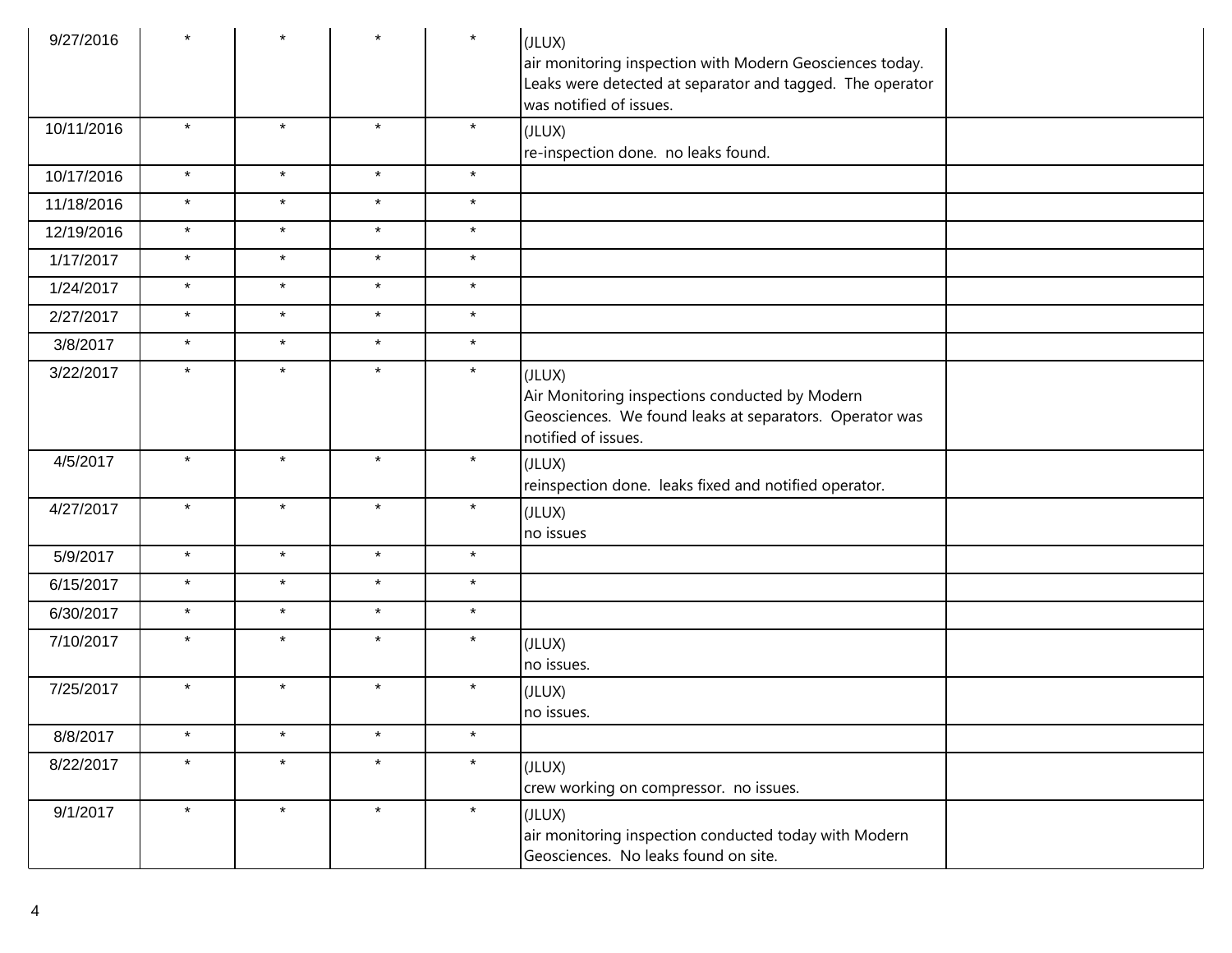| | | | | | | |
|---|---|---|---|---|---|---|
| 9/27/2016 | * | * | * | * | (JLUX)<br>air monitoring inspection with Modern Geosciences today. Leaks were detected at separator and tagged. The operator was notified of issues. | |
| 10/11/2016 | * | * | * | * | (JLUX)<br>re-inspection done. no leaks found. | |
| 10/17/2016 | * | * | * | * | | |
| 11/18/2016 | * | * | * | * | | |
| 12/19/2016 | * | * | * | * | | |
| 1/17/2017 | * | * | * | * | | |
| 1/24/2017 | * | * | * | * | | |
| 2/27/2017 | * | * | * | * | | |
| 3/8/2017 | * | * | * | * | | |
| 3/22/2017 | * | * | * | * | (JLUX)<br>Air Monitoring inspections conducted by Modern Geosciences. We found leaks at separators. Operator was notified of issues. | |
| 4/5/2017 | * | * | * | * | (JLUX)<br>reinspection done. leaks fixed and notified operator. | |
| 4/27/2017 | * | * | * | * | (JLUX)<br>no issues | |
| 5/9/2017 | * | * | * | * | | |
| 6/15/2017 | * | * | * | * | | |
| 6/30/2017 | * | * | * | * | | |
| 7/10/2017 | * | * | * | * | (JLUX)<br>no issues. | |
| 7/25/2017 | * | * | * | * | (JLUX)<br>no issues. | |
| 8/8/2017 | * | * | * | * | | |
| 8/22/2017 | * | * | * | * | (JLUX)<br>crew working on compressor. no issues. | |
| 9/1/2017 | * | * | * | * | (JLUX)<br>air monitoring inspection conducted today with Modern Geosciences. No leaks found on site. | |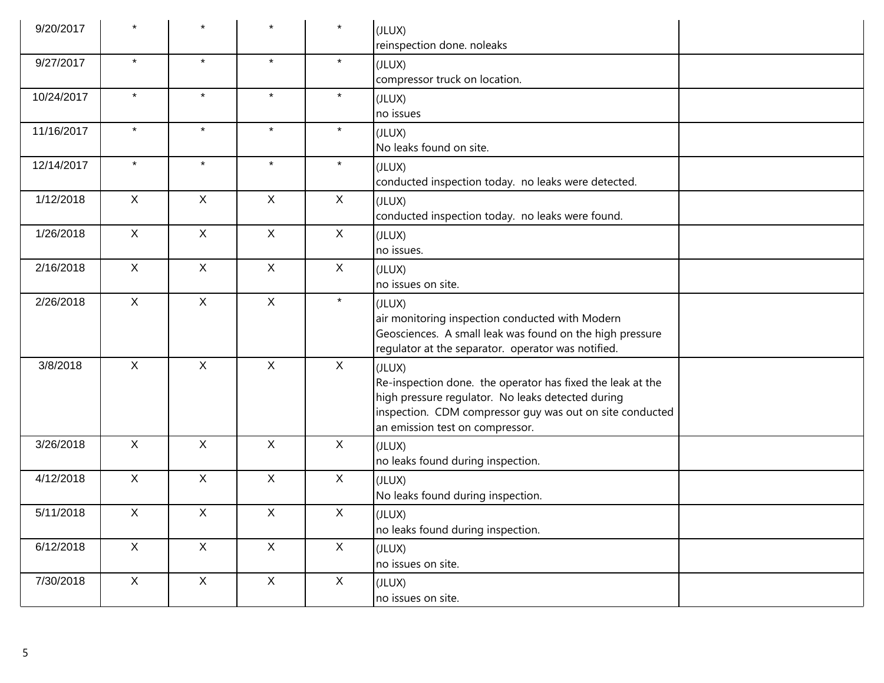| | | | | | | |
|---|---|---|---|---|---|---|
| 9/20/2017 | * | * | * | * | (JLUX)<br>reinspection done. noleaks | |
| 9/27/2017 | * | * | * | * | (JLUX)<br>compressor truck on location. | |
| 10/24/2017 | * | * | * | * | (JLUX)<br>no issues | |
| 11/16/2017 | * | * | * | * | (JLUX)<br>No leaks found on site. | |
| 12/14/2017 | * | * | * | * | (JLUX)<br>conducted inspection today. no leaks were detected. | |
| 1/12/2018 | X | X | X | X | (JLUX)<br>conducted inspection today. no leaks were found. | |
| 1/26/2018 | X | X | X | X | (JLUX)<br>no issues. | |
| 2/16/2018 | X | X | X | X | (JLUX)<br>no issues on site. | |
| 2/26/2018 | X | X | X | * | (JLUX)<br>air monitoring inspection conducted with Modern Geosciences. A small leak was found on the high pressure regulator at the separator. operator was notified. | |
| 3/8/2018 | X | X | X | X | (JLUX)<br>Re-inspection done. the operator has fixed the leak at the high pressure regulator. No leaks detected during inspection. CDM compressor guy was out on site conducted an emission test on compressor. | |
| 3/26/2018 | X | X | X | X | (JLUX)<br>no leaks found during inspection. | |
| 4/12/2018 | X | X | X | X | (JLUX)<br>No leaks found during inspection. | |
| 5/11/2018 | X | X | X | X | (JLUX)<br>no leaks found during inspection. | |
| 6/12/2018 | X | X | X | X | (JLUX)<br>no issues on site. | |
| 7/30/2018 | X | X | X | X | (JLUX)<br>no issues on site. | |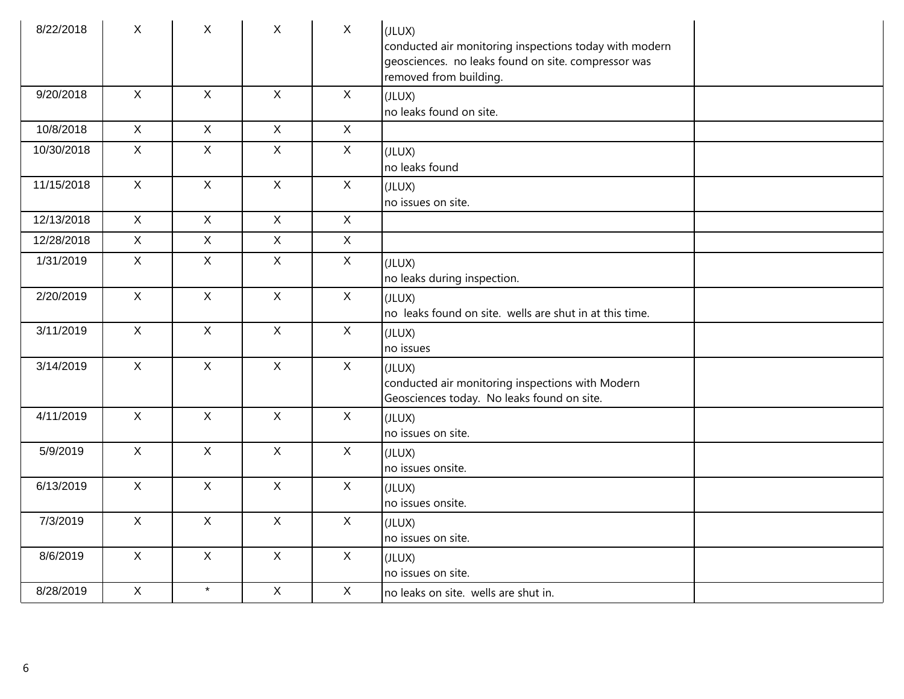| | | | | | | |
|---|---|---|---|---|---|---|
| 8/22/2018 | X | X | X | X | (JLUX)<br>conducted air monitoring inspections today with modern geosciences. no leaks found on site. compressor was removed from building. | |
| 9/20/2018 | X | X | X | X | (JLUX)<br>no leaks found on site. | |
| 10/8/2018 | X | X | X | X | | |
| 10/30/2018 | X | X | X | X | (JLUX)<br>no leaks found | |
| 11/15/2018 | X | X | X | X | (JLUX)<br>no issues on site. | |
| 12/13/2018 | X | X | X | X | | |
| 12/28/2018 | X | X | X | X | | |
| 1/31/2019 | X | X | X | X | (JLUX)<br>no leaks during inspection. | |
| 2/20/2019 | X | X | X | X | (JLUX)<br>no leaks found on site. wells are shut in at this time. | |
| 3/11/2019 | X | X | X | X | (JLUX)<br>no issues | |
| 3/14/2019 | X | X | X | X | (JLUX)<br>conducted air monitoring inspections with Modern Geosciences today. No leaks found on site. | |
| 4/11/2019 | X | X | X | X | (JLUX)<br>no issues on site. | |
| 5/9/2019 | X | X | X | X | (JLUX)<br>no issues onsite. | |
| 6/13/2019 | X | X | X | X | (JLUX)<br>no issues onsite. | |
| 7/3/2019 | X | X | X | X | (JLUX)<br>no issues on site. | |
| 8/6/2019 | X | X | X | X | (JLUX)<br>no issues on site. | |
| 8/28/2019 | X | * | X | X | no leaks on site. wells are shut in. | |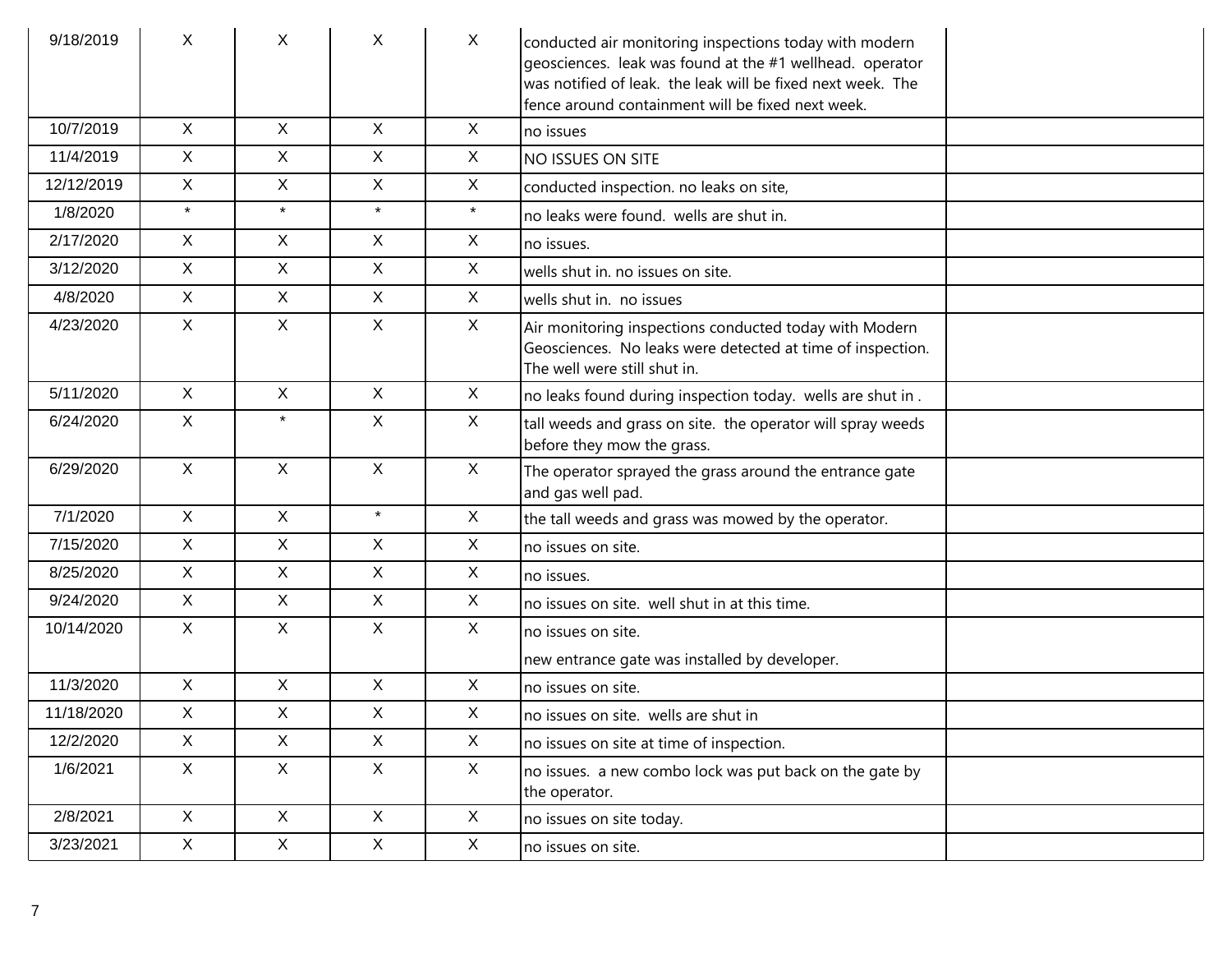|  |  |  |  |  |  |  |
|---|---|---|---|---|---|---|
| 9/18/2019 | X | X | X | X | conducted air monitoring inspections today with modern geosciences. leak was found at the #1 wellhead. operator was notified of leak. the leak will be fixed next week. The fence around containment will be fixed next week. |  |
| 10/7/2019 | X | X | X | X | no issues |  |
| 11/4/2019 | X | X | X | X | NO ISSUES ON SITE |  |
| 12/12/2019 | X | X | X | X | conducted inspection. no leaks on site, |  |
| 1/8/2020 | * | * | * | * | no leaks were found. wells are shut in. |  |
| 2/17/2020 | X | X | X | X | no issues. |  |
| 3/12/2020 | X | X | X | X | wells shut in. no issues on site. |  |
| 4/8/2020 | X | X | X | X | wells shut in. no issues |  |
| 4/23/2020 | X | X | X | X | Air monitoring inspections conducted today with Modern Geosciences. No leaks were detected at time of inspection. The well were still shut in. |  |
| 5/11/2020 | X | X | X | X | no leaks found during inspection today. wells are shut in . |  |
| 6/24/2020 | X | * | X | X | tall weeds and grass on site. the operator will spray weeds before they mow the grass. |  |
| 6/29/2020 | X | X | X | X | The operator sprayed the grass around the entrance gate and gas well pad. |  |
| 7/1/2020 | X | X | * | X | the tall weeds and grass was mowed by the operator. |  |
| 7/15/2020 | X | X | X | X | no issues on site. |  |
| 8/25/2020 | X | X | X | X | no issues. |  |
| 9/24/2020 | X | X | X | X | no issues on site. well shut in at this time. |  |
| 10/14/2020 | X | X | X | X | no issues on site. new entrance gate was installed by developer. |  |
| 11/3/2020 | X | X | X | X | no issues on site. |  |
| 11/18/2020 | X | X | X | X | no issues on site. wells are shut in |  |
| 12/2/2020 | X | X | X | X | no issues on site at time of inspection. |  |
| 1/6/2021 | X | X | X | X | no issues. a new combo lock was put back on the gate by the operator. |  |
| 2/8/2021 | X | X | X | X | no issues on site today. |  |
| 3/23/2021 | X | X | X | X | no issues on site. |  |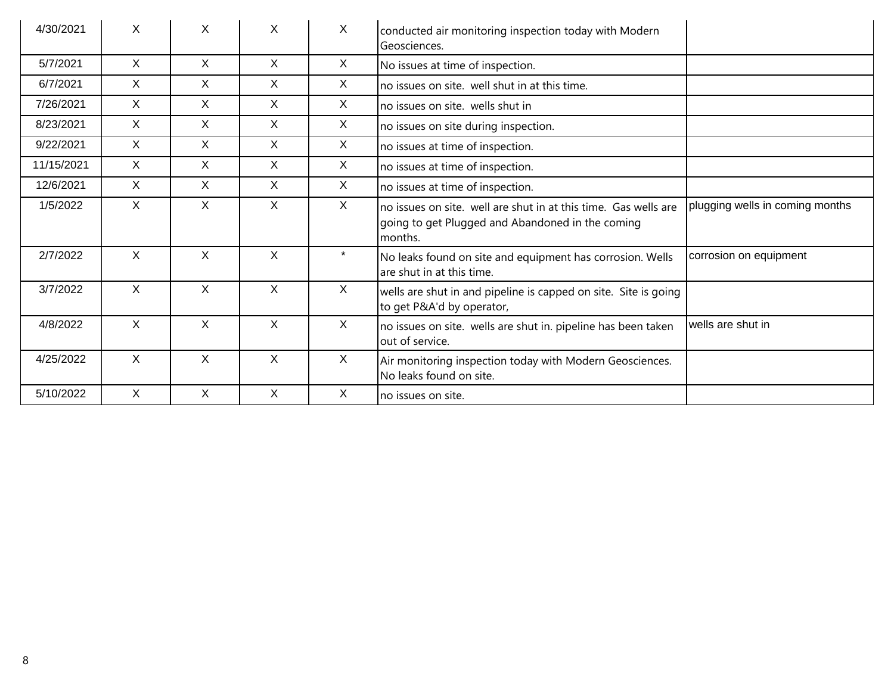| | | | | | | |
|---|---|---|---|---|---|---|
| 4/30/2021 | X | X | X | X | conducted air monitoring inspection today with Modern Geosciences. | |
| 5/7/2021 | X | X | X | X | No issues at time of inspection. | |
| 6/7/2021 | X | X | X | X | no issues on site. well shut in at this time. | |
| 7/26/2021 | X | X | X | X | no issues on site. wells shut in | |
| 8/23/2021 | X | X | X | X | no issues on site during inspection. | |
| 9/22/2021 | X | X | X | X | no issues at time of inspection. | |
| 11/15/2021 | X | X | X | X | no issues at time of inspection. | |
| 12/6/2021 | X | X | X | X | no issues at time of inspection. | |
| 1/5/2022 | X | X | X | X | no issues on site. well are shut in at this time. Gas wells are going to get Plugged and Abandoned in the coming months. | plugging wells in coming months |
| 2/7/2022 | X | X | X | * | No leaks found on site and equipment has corrosion. Wells are shut in at this time. | corrosion on equipment |
| 3/7/2022 | X | X | X | X | wells are shut in and pipeline is capped on site. Site is going to get P&A'd by operator, | |
| 4/8/2022 | X | X | X | X | no issues on site. wells are shut in. pipeline has been taken out of service. | wells are shut in |
| 4/25/2022 | X | X | X | X | Air monitoring inspection today with Modern Geosciences. No leaks found on site. | |
| 5/10/2022 | X | X | X | X | no issues on site. | |